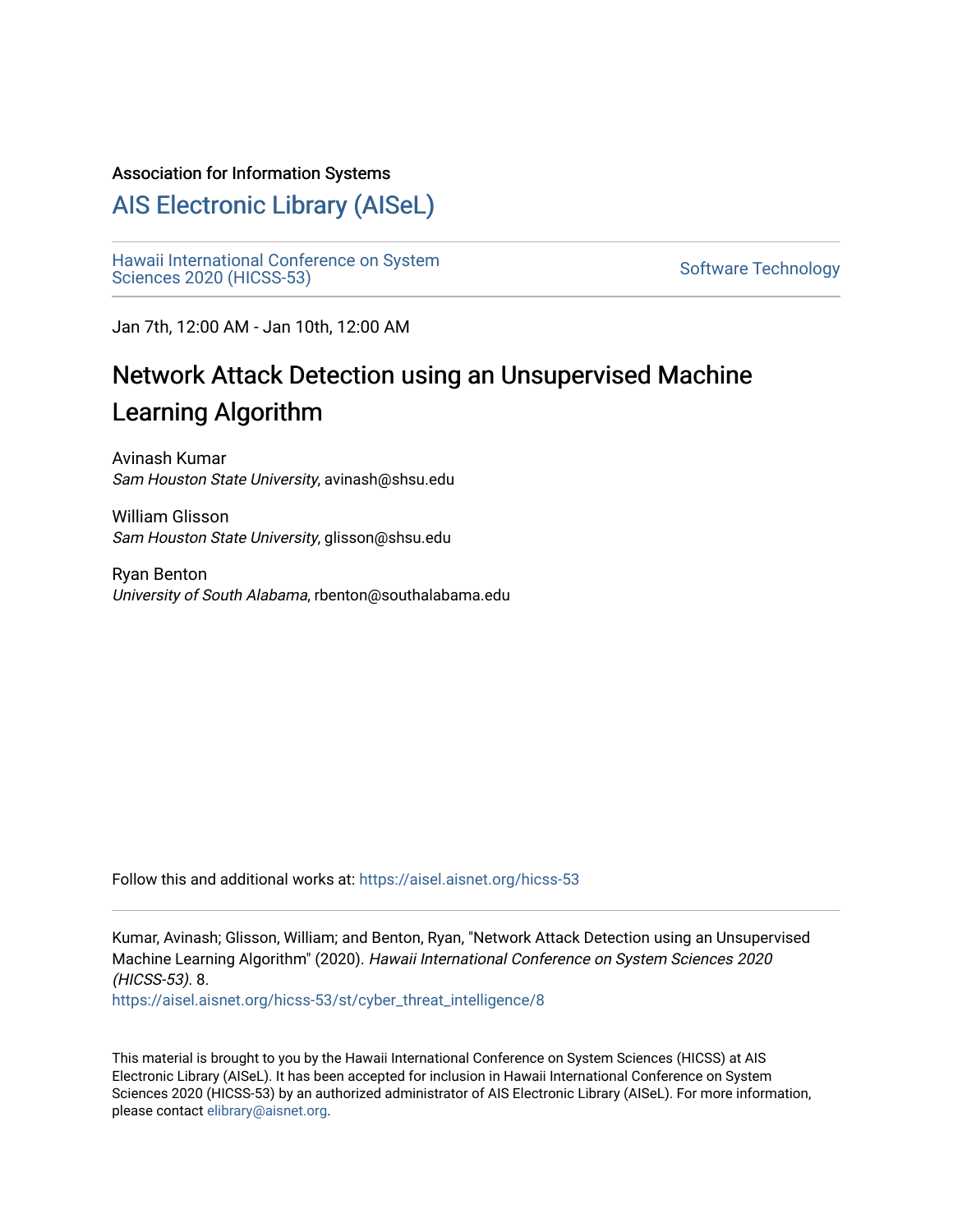Association for Information Systems

# AIS Electronic Library (AISeL)

Hawaii International Conference on System Sciences 2020 (HICSS-53) | Software Technology

Jan 7th, 12:00 AM - Jan 10th, 12:00 AM

## Network Attack Detection using an Unsupervised Machine Learning Algorithm

Avinash Kumar
*Sam Houston State University*, avinash@shsu.edu

William Glisson
*Sam Houston State University*, glisson@shsu.edu

Ryan Benton
*University of South Alabama*, rbenton@southalabama.edu

Follow this and additional works at: https://aisel.aisnet.org/hicss-53

Kumar, Avinash; Glisson, William; and Benton, Ryan, "Network Attack Detection using an Unsupervised Machine Learning Algorithm" (2020). *Hawaii International Conference on System Sciences 2020 (HICSS-53)*. 8.
https://aisel.aisnet.org/hicss-53/st/cyber_threat_intelligence/8

This material is brought to you by the Hawaii International Conference on System Sciences (HICSS) at AIS Electronic Library (AISeL). It has been accepted for inclusion in Hawaii International Conference on System Sciences 2020 (HICSS-53) by an authorized administrator of AIS Electronic Library (AISeL). For more information, please contact elibrary@aisnet.org.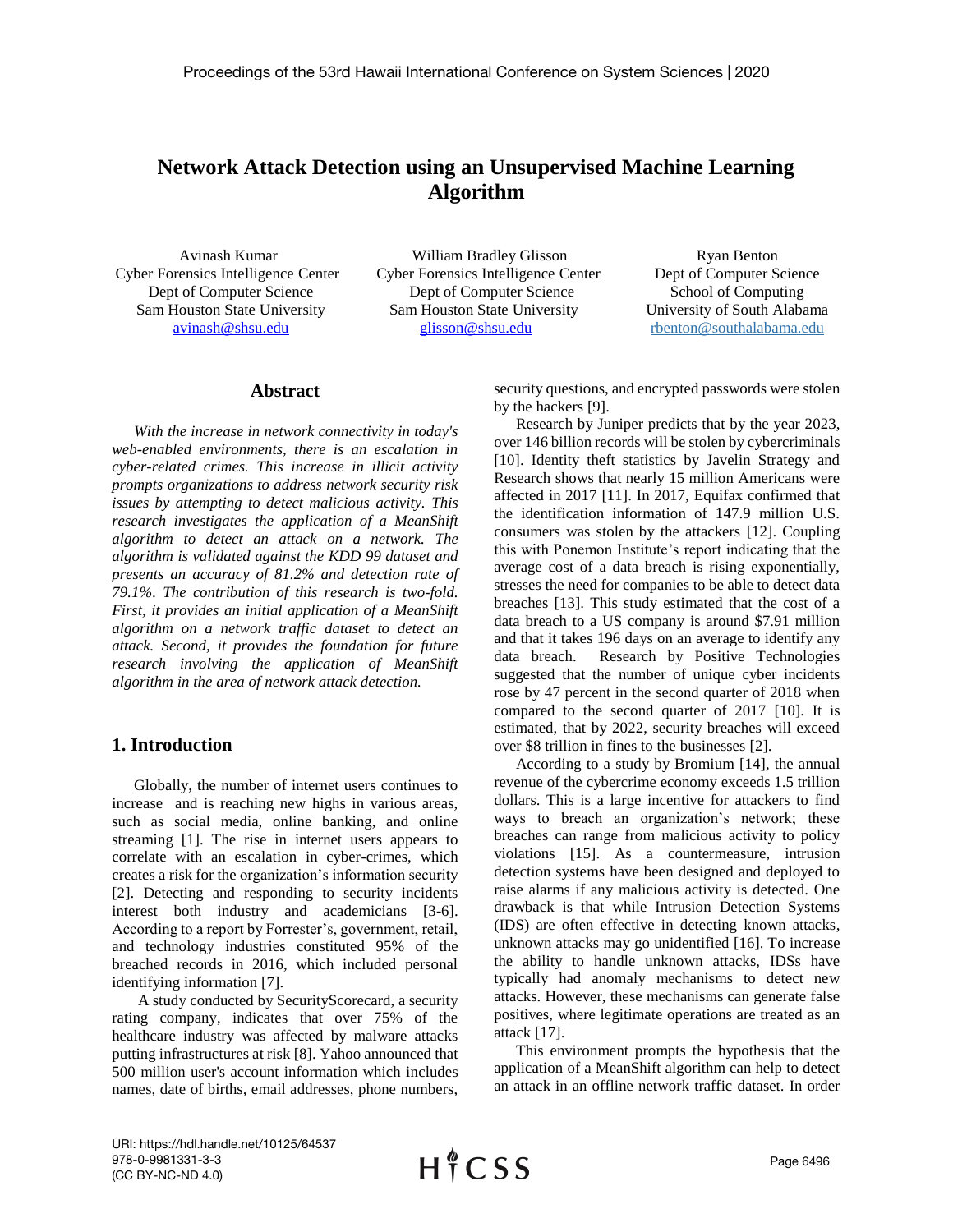# Network Attack Detection using an Unsupervised Machine Learning Algorithm

Avinash Kumar
Cyber Forensics Intelligence Center
Dept of Computer Science
Sam Houston State University
avinash@shsu.edu

William Bradley Glisson
Cyber Forensics Intelligence Center
Dept of Computer Science
Sam Houston State University
glisson@shsu.edu

Ryan Benton
Dept of Computer Science
School of Computing
University of South Alabama
rbenton@southalabama.edu

## Abstract

*With the increase in network connectivity in today's web-enabled environments, there is an escalation in cyber-related crimes. This increase in illicit activity prompts organizations to address network security risk issues by attempting to detect malicious activity. This research investigates the application of a MeanShift algorithm to detect an attack on a network. The algorithm is validated against the KDD 99 dataset and presents an accuracy of 81.2% and detection rate of 79.1%. The contribution of this research is two-fold. First, it provides an initial application of a MeanShift algorithm on a network traffic dataset to detect an attack. Second, it provides the foundation for future research involving the application of MeanShift algorithm in the area of network attack detection.*

## 1. Introduction

Globally, the number of internet users continues to increase and is reaching new highs in various areas, such as social media, online banking, and online streaming [1]. The rise in internet users appears to correlate with an escalation in cyber-crimes, which creates a risk for the organization's information security [2]. Detecting and responding to security incidents interest both industry and academicians [3-6]. According to a report by Forrester's, government, retail, and technology industries constituted 95% of the breached records in 2016, which included personal identifying information [7].

A study conducted by SecurityScorecard, a security rating company, indicates that over 75% of the healthcare industry was affected by malware attacks putting infrastructures at risk [8]. Yahoo announced that 500 million user's account information which includes names, date of births, email addresses, phone numbers, security questions, and encrypted passwords were stolen by the hackers [9].

Research by Juniper predicts that by the year 2023, over 146 billion records will be stolen by cybercriminals [10]. Identity theft statistics by Javelin Strategy and Research shows that nearly 15 million Americans were affected in 2017 [11]. In 2017, Equifax confirmed that the identification information of 147.9 million U.S. consumers was stolen by the attackers [12]. Coupling this with Ponemon Institute's report indicating that the average cost of a data breach is rising exponentially, stresses the need for companies to be able to detect data breaches [13]. This study estimated that the cost of a data breach to a US company is around $7.91 million and that it takes 196 days on an average to identify any data breach. Research by Positive Technologies suggested that the number of unique cyber incidents rose by 47 percent in the second quarter of 2018 when compared to the second quarter of 2017 [10]. It is estimated, that by 2022, security breaches will exceed over $8 trillion in fines to the businesses [2].

According to a study by Bromium [14], the annual revenue of the cybercrime economy exceeds 1.5 trillion dollars. This is a large incentive for attackers to find ways to breach an organization's network; these breaches can range from malicious activity to policy violations [15]. As a countermeasure, intrusion detection systems have been designed and deployed to raise alarms if any malicious activity is detected. One drawback is that while Intrusion Detection Systems (IDS) are often effective in detecting known attacks, unknown attacks may go unidentified [16]. To increase the ability to handle unknown attacks, IDSs have typically had anomaly mechanisms to detect new attacks. However, these mechanisms can generate false positives, where legitimate operations are treated as an attack [17].

This environment prompts the hypothesis that the application of a MeanShift algorithm can help to detect an attack in an offline network traffic dataset. In order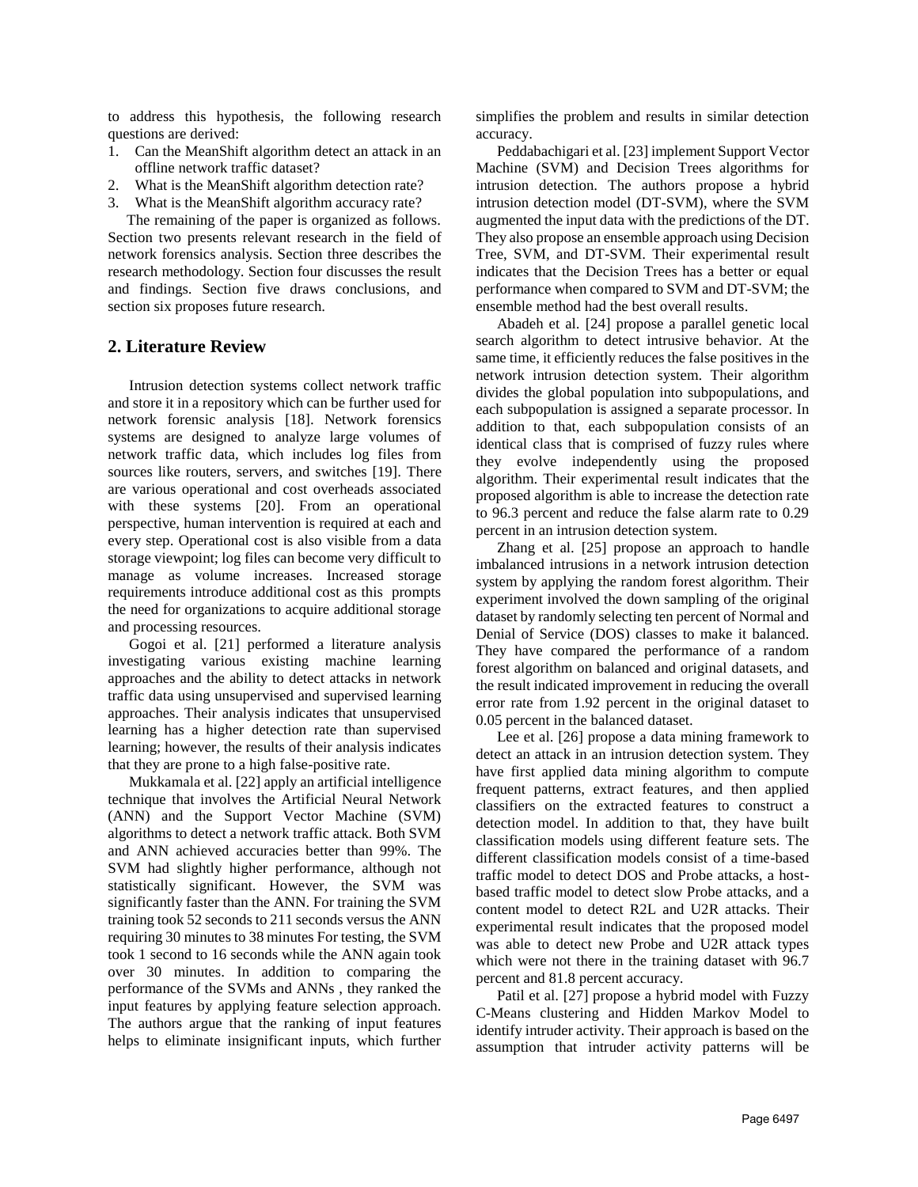to address this hypothesis, the following research questions are derived:

1. Can the MeanShift algorithm detect an attack in an offline network traffic dataset?
2. What is the MeanShift algorithm detection rate?
3. What is the MeanShift algorithm accuracy rate?

The remaining of the paper is organized as follows. Section two presents relevant research in the field of network forensics analysis. Section three describes the research methodology. Section four discusses the result and findings. Section five draws conclusions, and section six proposes future research.

## 2. Literature Review

Intrusion detection systems collect network traffic and store it in a repository which can be further used for network forensic analysis [18]. Network forensics systems are designed to analyze large volumes of network traffic data, which includes log files from sources like routers, servers, and switches [19]. There are various operational and cost overheads associated with these systems [20]. From an operational perspective, human intervention is required at each and every step. Operational cost is also visible from a data storage viewpoint; log files can become very difficult to manage as volume increases. Increased storage requirements introduce additional cost as this prompts the need for organizations to acquire additional storage and processing resources.

Gogoi et al. [21] performed a literature analysis investigating various existing machine learning approaches and the ability to detect attacks in network traffic data using unsupervised and supervised learning approaches. Their analysis indicates that unsupervised learning has a higher detection rate than supervised learning; however, the results of their analysis indicates that they are prone to a high false-positive rate.

Mukkamala et al. [22] apply an artificial intelligence technique that involves the Artificial Neural Network (ANN) and the Support Vector Machine (SVM) algorithms to detect a network traffic attack. Both SVM and ANN achieved accuracies better than 99%. The SVM had slightly higher performance, although not statistically significant. However, the SVM was significantly faster than the ANN. For training the SVM training took 52 seconds to 211 seconds versus the ANN requiring 30 minutes to 38 minutes For testing, the SVM took 1 second to 16 seconds while the ANN again took over 30 minutes. In addition to comparing the performance of the SVMs and ANNs , they ranked the input features by applying feature selection approach. The authors argue that the ranking of input features helps to eliminate insignificant inputs, which further simplifies the problem and results in similar detection accuracy.

Peddabachigari et al. [23] implement Support Vector Machine (SVM) and Decision Trees algorithms for intrusion detection. The authors propose a hybrid intrusion detection model (DT-SVM), where the SVM augmented the input data with the predictions of the DT. They also propose an ensemble approach using Decision Tree, SVM, and DT-SVM. Their experimental result indicates that the Decision Trees has a better or equal performance when compared to SVM and DT-SVM; the ensemble method had the best overall results.

Abadeh et al. [24] propose a parallel genetic local search algorithm to detect intrusive behavior. At the same time, it efficiently reduces the false positives in the network intrusion detection system. Their algorithm divides the global population into subpopulations, and each subpopulation is assigned a separate processor. In addition to that, each subpopulation consists of an identical class that is comprised of fuzzy rules where they evolve independently using the proposed algorithm. Their experimental result indicates that the proposed algorithm is able to increase the detection rate to 96.3 percent and reduce the false alarm rate to 0.29 percent in an intrusion detection system.

Zhang et al. [25] propose an approach to handle imbalanced intrusions in a network intrusion detection system by applying the random forest algorithm. Their experiment involved the down sampling of the original dataset by randomly selecting ten percent of Normal and Denial of Service (DOS) classes to make it balanced. They have compared the performance of a random forest algorithm on balanced and original datasets, and the result indicated improvement in reducing the overall error rate from 1.92 percent in the original dataset to 0.05 percent in the balanced dataset.

Lee et al. [26] propose a data mining framework to detect an attack in an intrusion detection system. They have first applied data mining algorithm to compute frequent patterns, extract features, and then applied classifiers on the extracted features to construct a detection model. In addition to that, they have built classification models using different feature sets. The different classification models consist of a time-based traffic model to detect DOS and Probe attacks, a host-based traffic model to detect slow Probe attacks, and a content model to detect R2L and U2R attacks. Their experimental result indicates that the proposed model was able to detect new Probe and U2R attack types which were not there in the training dataset with 96.7 percent and 81.8 percent accuracy.

Patil et al. [27] propose a hybrid model with Fuzzy C-Means clustering and Hidden Markov Model to identify intruder activity. Their approach is based on the assumption that intruder activity patterns will be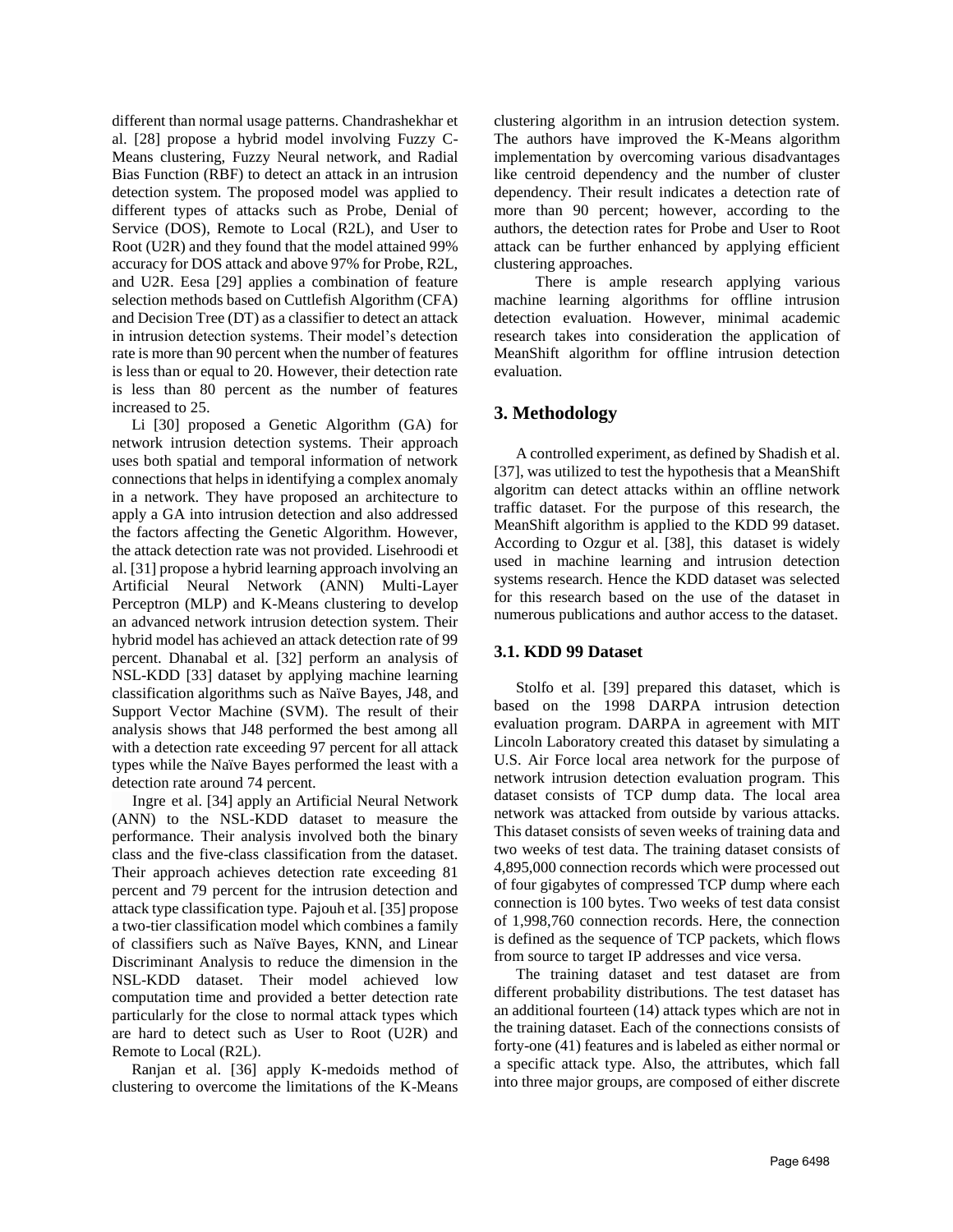different than normal usage patterns. Chandrashekhar et al. [28] propose a hybrid model involving Fuzzy C-Means clustering, Fuzzy Neural network, and Radial Bias Function (RBF) to detect an attack in an intrusion detection system. The proposed model was applied to different types of attacks such as Probe, Denial of Service (DOS), Remote to Local (R2L), and User to Root (U2R) and they found that the model attained 99% accuracy for DOS attack and above 97% for Probe, R2L, and U2R. Eesa [29] applies a combination of feature selection methods based on Cuttlefish Algorithm (CFA) and Decision Tree (DT) as a classifier to detect an attack in intrusion detection systems. Their model's detection rate is more than 90 percent when the number of features is less than or equal to 20. However, their detection rate is less than 80 percent as the number of features increased to 25.

Li [30] proposed a Genetic Algorithm (GA) for network intrusion detection systems. Their approach uses both spatial and temporal information of network connections that helps in identifying a complex anomaly in a network. They have proposed an architecture to apply a GA into intrusion detection and also addressed the factors affecting the Genetic Algorithm. However, the attack detection rate was not provided. Lisehroodi et al. [31] propose a hybrid learning approach involving an Artificial Neural Network (ANN) Multi-Layer Perceptron (MLP) and K-Means clustering to develop an advanced network intrusion detection system. Their hybrid model has achieved an attack detection rate of 99 percent. Dhanabal et al. [32] perform an analysis of NSL-KDD [33] dataset by applying machine learning classification algorithms such as Naïve Bayes, J48, and Support Vector Machine (SVM). The result of their analysis shows that J48 performed the best among all with a detection rate exceeding 97 percent for all attack types while the Naïve Bayes performed the least with a detection rate around 74 percent.

Ingre et al. [34] apply an Artificial Neural Network (ANN) to the NSL-KDD dataset to measure the performance. Their analysis involved both the binary class and the five-class classification from the dataset. Their approach achieves detection rate exceeding 81 percent and 79 percent for the intrusion detection and attack type classification type. Pajouh et al. [35] propose a two-tier classification model which combines a family of classifiers such as Naïve Bayes, KNN, and Linear Discriminant Analysis to reduce the dimension in the NSL-KDD dataset. Their model achieved low computation time and provided a better detection rate particularly for the close to normal attack types which are hard to detect such as User to Root (U2R) and Remote to Local (R2L).

Ranjan et al. [36] apply K-medoids method of clustering to overcome the limitations of the K-Means clustering algorithm in an intrusion detection system. The authors have improved the K-Means algorithm implementation by overcoming various disadvantages like centroid dependency and the number of cluster dependency. Their result indicates a detection rate of more than 90 percent; however, according to the authors, the detection rates for Probe and User to Root attack can be further enhanced by applying efficient clustering approaches.

There is ample research applying various machine learning algorithms for offline intrusion detection evaluation. However, minimal academic research takes into consideration the application of MeanShift algorithm for offline intrusion detection evaluation.

## 3. Methodology

A controlled experiment, as defined by Shadish et al. [37], was utilized to test the hypothesis that a MeanShift algoritm can detect attacks within an offline network traffic dataset. For the purpose of this research, the MeanShift algorithm is applied to the KDD 99 dataset. According to Ozgur et al. [38], this dataset is widely used in machine learning and intrusion detection systems research. Hence the KDD dataset was selected for this research based on the use of the dataset in numerous publications and author access to the dataset.

### 3.1. KDD 99 Dataset

Stolfo et al. [39] prepared this dataset, which is based on the 1998 DARPA intrusion detection evaluation program. DARPA in agreement with MIT Lincoln Laboratory created this dataset by simulating a U.S. Air Force local area network for the purpose of network intrusion detection evaluation program. This dataset consists of TCP dump data. The local area network was attacked from outside by various attacks. This dataset consists of seven weeks of training data and two weeks of test data. The training dataset consists of 4,895,000 connection records which were processed out of four gigabytes of compressed TCP dump where each connection is 100 bytes. Two weeks of test data consist of 1,998,760 connection records. Here, the connection is defined as the sequence of TCP packets, which flows from source to target IP addresses and vice versa.

The training dataset and test dataset are from different probability distributions. The test dataset has an additional fourteen (14) attack types which are not in the training dataset. Each of the connections consists of forty-one (41) features and is labeled as either normal or a specific attack type. Also, the attributes, which fall into three major groups, are composed of either discrete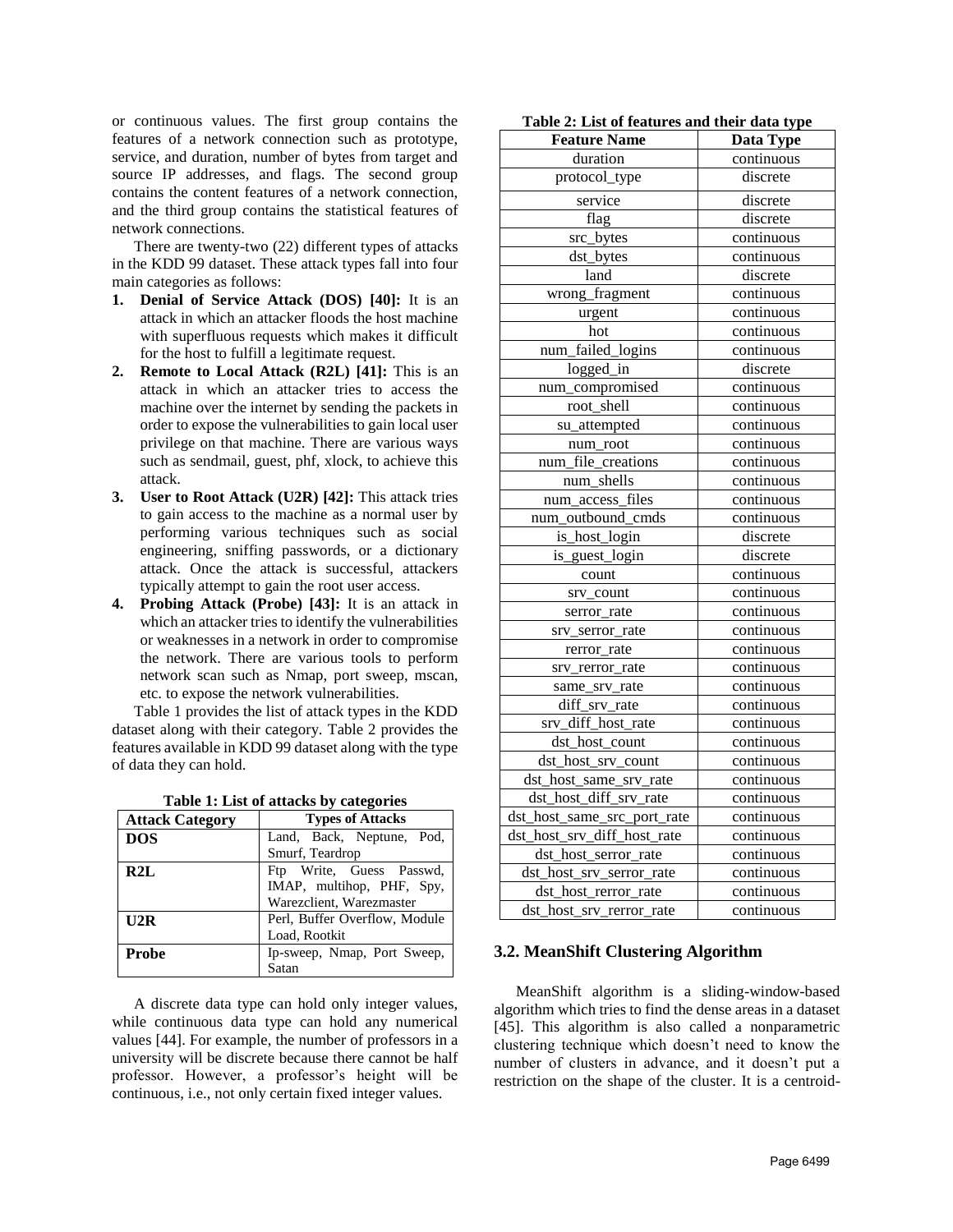or continuous values. The first group contains the features of a network connection such as prototype, service, and duration, number of bytes from target and source IP addresses, and flags. The second group contains the content features of a network connection, and the third group contains the statistical features of network connections.

There are twenty-two (22) different types of attacks in the KDD 99 dataset. These attack types fall into four main categories as follows:

1. **Denial of Service Attack (DOS) [40]:** It is an attack in which an attacker floods the host machine with superfluous requests which makes it difficult for the host to fulfill a legitimate request.
2. **Remote to Local Attack (R2L) [41]:** This is an attack in which an attacker tries to access the machine over the internet by sending the packets in order to expose the vulnerabilities to gain local user privilege on that machine. There are various ways such as sendmail, guest, phf, xlock, to achieve this attack.
3. **User to Root Attack (U2R) [42]:** This attack tries to gain access to the machine as a normal user by performing various techniques such as social engineering, sniffing passwords, or a dictionary attack. Once the attack is successful, attackers typically attempt to gain the root user access.
4. **Probing Attack (Probe) [43]:** It is an attack in which an attacker tries to identify the vulnerabilities or weaknesses in a network in order to compromise the network. There are various tools to perform network scan such as Nmap, port sweep, mscan, etc. to expose the network vulnerabilities.

Table 1 provides the list of attack types in the KDD dataset along with their category. Table 2 provides the features available in KDD 99 dataset along with the type of data they can hold.

**Table 1: List of attacks by categories**

| Attack Category | Types of Attacks |
|---|---|
| **DOS** | Land, Back, Neptune, Pod, Smurf, Teardrop |
| **R2L** | Ftp Write, Guess Passwd, IMAP, multihop, PHF, Spy, Warezclient, Warezmaster |
| **U2R** | Perl, Buffer Overflow, Module Load, Rootkit |
| **Probe** | Ip-sweep, Nmap, Port Sweep, Satan |

A discrete data type can hold only integer values, while continuous data type can hold any numerical values [44]. For example, the number of professors in a university will be discrete because there cannot be half professor. However, a professor's height will be continuous, i.e., not only certain fixed integer values.

**Table 2: List of features and their data type**

| Feature Name | Data Type |
|---|---|
| duration | continuous |
| protocol_type | discrete |
| service | discrete |
| flag | discrete |
| src_bytes | continuous |
| dst_bytes | continuous |
| land | discrete |
| wrong_fragment | continuous |
| urgent | continuous |
| hot | continuous |
| num_failed_logins | continuous |
| logged_in | discrete |
| num_compromised | continuous |
| root_shell | continuous |
| su_attempted | continuous |
| num_root | continuous |
| num_file_creations | continuous |
| num_shells | continuous |
| num_access_files | continuous |
| num_outbound_cmds | continuous |
| is_host_login | discrete |
| is_guest_login | discrete |
| count | continuous |
| srv_count | continuous |
| serror_rate | continuous |
| srv_serror_rate | continuous |
| rerror_rate | continuous |
| srv_rerror_rate | continuous |
| same_srv_rate | continuous |
| diff_srv_rate | continuous |
| srv_diff_host_rate | continuous |
| dst_host_count | continuous |
| dst_host_srv_count | continuous |
| dst_host_same_srv_rate | continuous |
| dst_host_diff_srv_rate | continuous |
| dst_host_same_src_port_rate | continuous |
| dst_host_srv_diff_host_rate | continuous |
| dst_host_serror_rate | continuous |
| dst_host_srv_serror_rate | continuous |
| dst_host_rerror_rate | continuous |
| dst_host_srv_rerror_rate | continuous |

### 3.2. MeanShift Clustering Algorithm

MeanShift algorithm is a sliding-window-based algorithm which tries to find the dense areas in a dataset [45]. This algorithm is also called a nonparametric clustering technique which doesn't need to know the number of clusters in advance, and it doesn't put a restriction on the shape of the cluster. It is a centroid-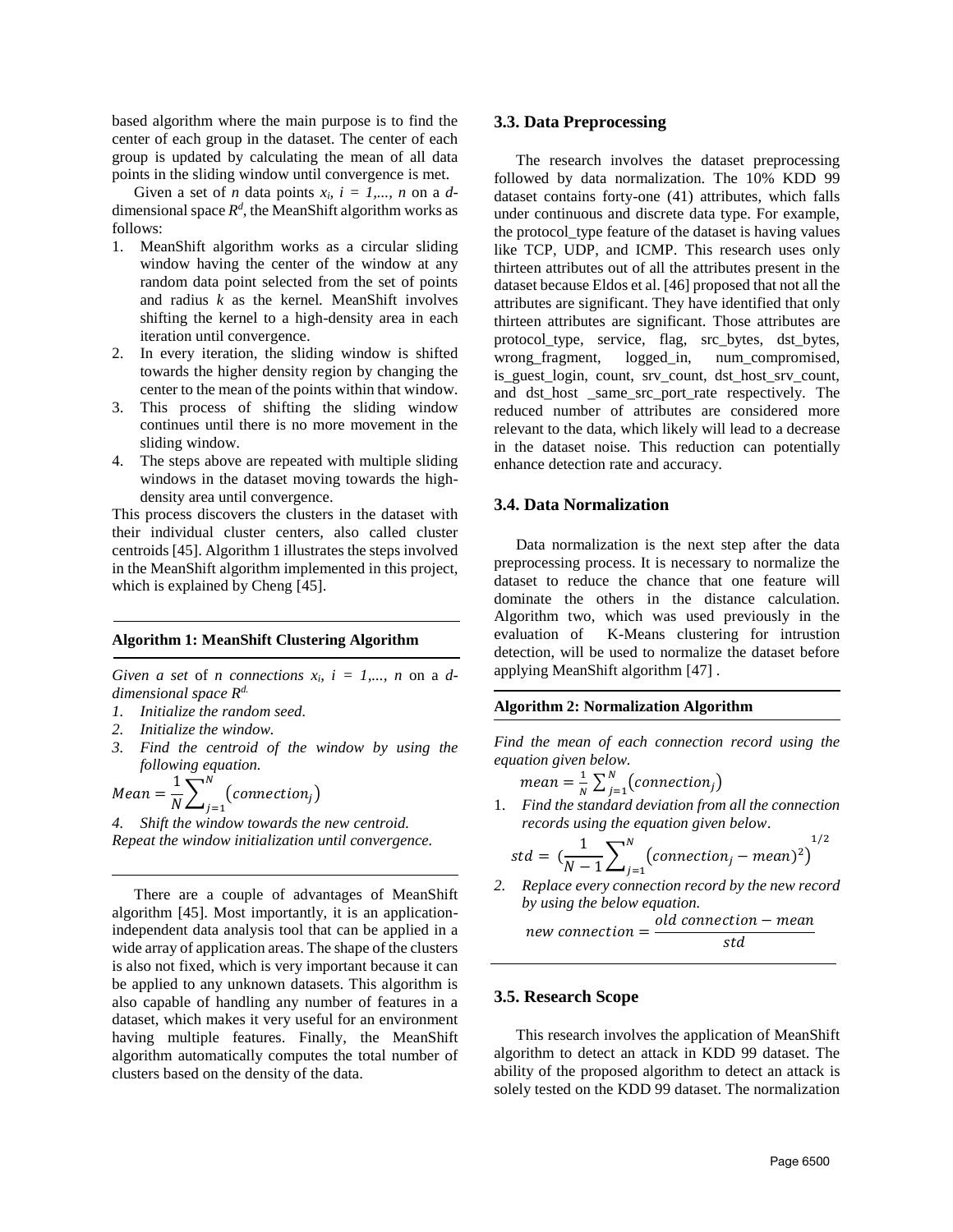based algorithm where the main purpose is to find the center of each group in the dataset. The center of each group is updated by calculating the mean of all data points in the sliding window until convergence is met.

Given a set of *n* data points $x_i$, $i = 1,..., n$ on a *d*-dimensional space $R^d$, the MeanShift algorithm works as follows:

1. MeanShift algorithm works as a circular sliding window having the center of the window at any random data point selected from the set of points and radius *k* as the kernel. MeanShift involves shifting the kernel to a high-density area in each iteration until convergence.
2. In every iteration, the sliding window is shifted towards the higher density region by changing the center to the mean of the points within that window.
3. This process of shifting the sliding window continues until there is no more movement in the sliding window.
4. The steps above are repeated with multiple sliding windows in the dataset moving towards the high-density area until convergence.

This process discovers the clusters in the dataset with their individual cluster centers, also called cluster centroids [45]. Algorithm 1 illustrates the steps involved in the MeanShift algorithm implemented in this project, which is explained by Cheng [45].

---

**Algorithm 1: MeanShift Clustering Algorithm**

---

*Given a set* of *n connections* $x_i$, $i = 1,..., n$ on a *d-dimensional space* $R^d$.

1. *Initialize the random seed.*
2. *Initialize the window.*
3. *Find the centroid of the window by using the following equation.*

$$Mean = \frac{1}{N}\sum_{j=1}^{N}\left(connection_j\right)$$

4. *Shift the window towards the new centroid.*

*Repeat the window initialization until convergence.*

---

There are a couple of advantages of MeanShift algorithm [45]. Most importantly, it is an application-independent data analysis tool that can be applied in a wide array of application areas. The shape of the clusters is also not fixed, which is very important because it can be applied to any unknown datasets. This algorithm is also capable of handling any number of features in a dataset, which makes it very useful for an environment having multiple features. Finally, the MeanShift algorithm automatically computes the total number of clusters based on the density of the data.

### 3.3. Data Preprocessing

The research involves the dataset preprocessing followed by data normalization. The 10% KDD 99 dataset contains forty-one (41) attributes, which falls under continuous and discrete data type. For example, the protocol_type feature of the dataset is having values like TCP, UDP, and ICMP. This research uses only thirteen attributes out of all the attributes present in the dataset because Eldos et al. [46] proposed that not all the attributes are significant. They have identified that only thirteen attributes are significant. Those attributes are protocol_type, service, flag, src_bytes, dst_bytes, wrong_fragment, logged_in, num_compromised, is_guest_login, count, srv_count, dst_host_srv_count, and dst_host _same_src_port_rate respectively. The reduced number of attributes are considered more relevant to the data, which likely will lead to a decrease in the dataset noise. This reduction can potentially enhance detection rate and accuracy.

### 3.4. Data Normalization

Data normalization is the next step after the data preprocessing process. It is necessary to normalize the dataset to reduce the chance that one feature will dominate the others in the distance calculation. Algorithm two, which was used previously in the evaluation of K-Means clustering for intrustion detection, will be used to normalize the dataset before applying MeanShift algorithm [47] .

---

**Algorithm 2: Normalization Algorithm**

---

*Find the mean of each connection record using the equation given below.*

$$mean = \frac{1}{N}\sum_{j=1}^{N}\left(connection_j\right)$$

1. *Find the standard deviation from all the connection records using the equation given below.*

$$std = \left(\frac{1}{N-1}\sum_{j=1}^{N}\left(connection_j - mean\right)^2\right)^{1/2}$$

2. *Replace every connection record by the new record by using the below equation.*

$$new\ connection = \frac{old\ connection - mean}{std}$$

---

### 3.5. Research Scope

This research involves the application of MeanShift algorithm to detect an attack in KDD 99 dataset. The ability of the proposed algorithm to detect an attack is solely tested on the KDD 99 dataset. The normalization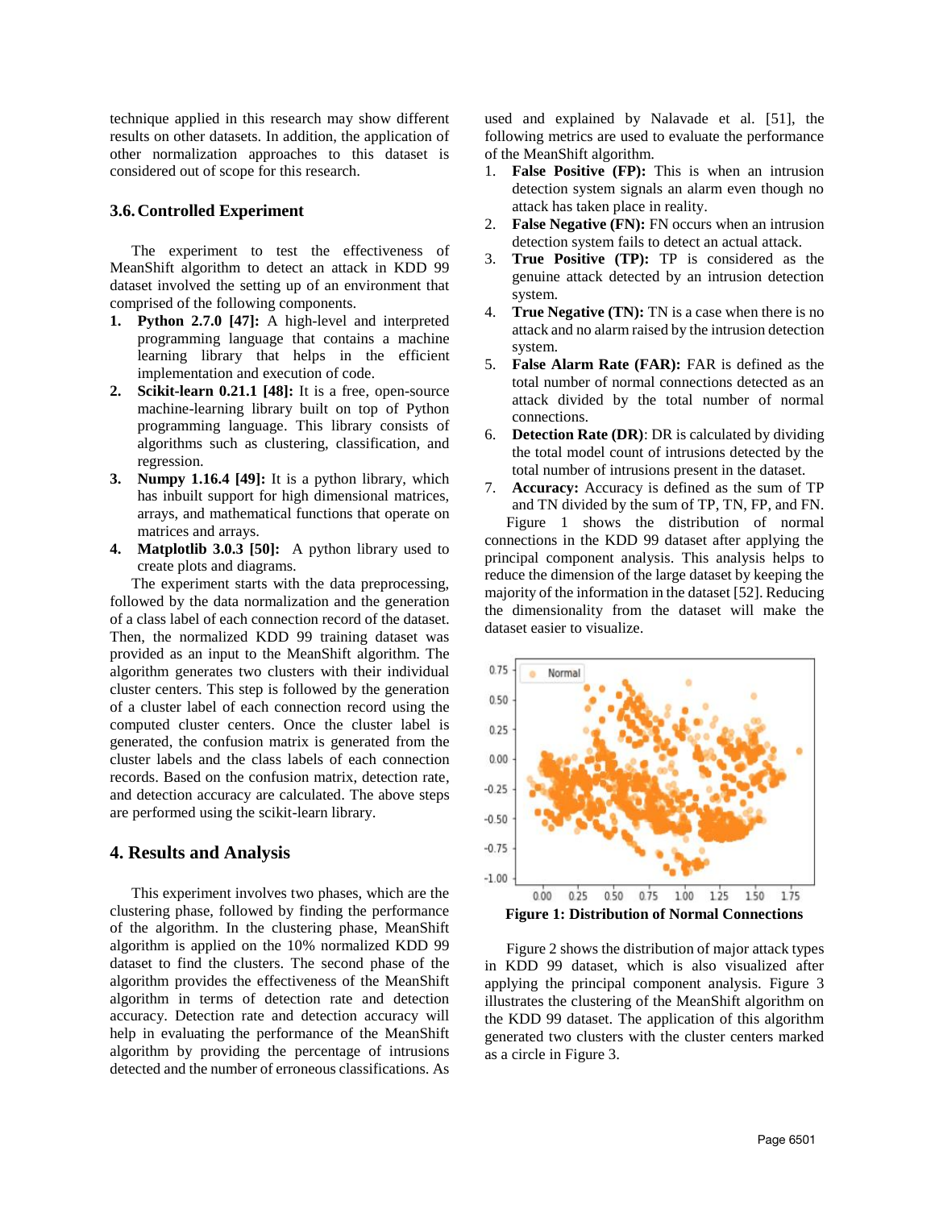technique applied in this research may show different results on other datasets. In addition, the application of other normalization approaches to this dataset is considered out of scope for this research.

## 3.6. Controlled Experiment

The experiment to test the effectiveness of MeanShift algorithm to detect an attack in KDD 99 dataset involved the setting up of an environment that comprised of the following components.

1. **Python 2.7.0 [47]:** A high-level and interpreted programming language that contains a machine learning library that helps in the efficient implementation and execution of code.
2. **Scikit-learn 0.21.1 [48]:** It is a free, open-source machine-learning library built on top of Python programming language. This library consists of algorithms such as clustering, classification, and regression.
3. **Numpy 1.16.4 [49]:** It is a python library, which has inbuilt support for high dimensional matrices, arrays, and mathematical functions that operate on matrices and arrays.
4. **Matplotlib 3.0.3 [50]:** A python library used to create plots and diagrams.

The experiment starts with the data preprocessing, followed by the data normalization and the generation of a class label of each connection record of the dataset. Then, the normalized KDD 99 training dataset was provided as an input to the MeanShift algorithm. The algorithm generates two clusters with their individual cluster centers. This step is followed by the generation of a cluster label of each connection record using the computed cluster centers. Once the cluster label is generated, the confusion matrix is generated from the cluster labels and the class labels of each connection records. Based on the confusion matrix, detection rate, and detection accuracy are calculated. The above steps are performed using the scikit-learn library.

# 4. Results and Analysis

This experiment involves two phases, which are the clustering phase, followed by finding the performance of the algorithm. In the clustering phase, MeanShift algorithm is applied on the 10% normalized KDD 99 dataset to find the clusters. The second phase of the algorithm provides the effectiveness of the MeanShift algorithm in terms of detection rate and detection accuracy. Detection rate and detection accuracy will help in evaluating the performance of the MeanShift algorithm by providing the percentage of intrusions detected and the number of erroneous classifications. As used and explained by Nalavade et al. [51], the following metrics are used to evaluate the performance of the MeanShift algorithm.

1. **False Positive (FP):** This is when an intrusion detection system signals an alarm even though no attack has taken place in reality.
2. **False Negative (FN):** FN occurs when an intrusion detection system fails to detect an actual attack.
3. **True Positive (TP):** TP is considered as the genuine attack detected by an intrusion detection system.
4. **True Negative (TN):** TN is a case when there is no attack and no alarm raised by the intrusion detection system.
5. **False Alarm Rate (FAR):** FAR is defined as the total number of normal connections detected as an attack divided by the total number of normal connections.
6. **Detection Rate (DR)**: DR is calculated by dividing the total model count of intrusions detected by the total number of intrusions present in the dataset.
7. **Accuracy:** Accuracy is defined as the sum of TP and TN divided by the sum of TP, TN, FP, and FN.

Figure 1 shows the distribution of normal connections in the KDD 99 dataset after applying the principal component analysis. This analysis helps to reduce the dimension of the large dataset by keeping the majority of the information in the dataset [52]. Reducing the dimensionality from the dataset will make the dataset easier to visualize.

**Figure 1: Distribution of Normal Connections**

Figure 2 shows the distribution of major attack types in KDD 99 dataset, which is also visualized after applying the principal component analysis. Figure 3 illustrates the clustering of the MeanShift algorithm on the KDD 99 dataset. The application of this algorithm generated two clusters with the cluster centers marked as a circle in Figure 3.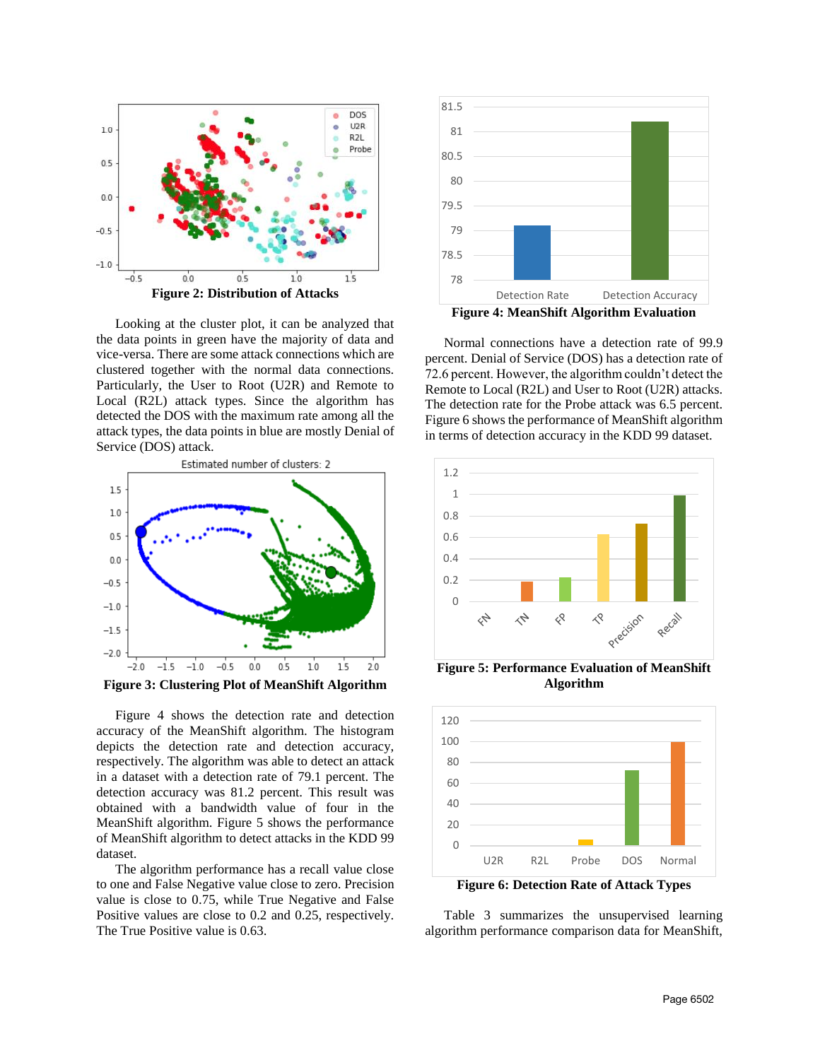Figure 2: Distribution of Attacks

Looking at the cluster plot, it can be analyzed that the data points in green have the majority of data and vice-versa. There are some attack connections which are clustered together with the normal data connections. Particularly, the User to Root (U2R) and Remote to Local (R2L) attack types. Since the algorithm has detected the DOS with the maximum rate among all the attack types, the data points in blue are mostly Denial of Service (DOS) attack.

Figure 3: Clustering Plot of MeanShift Algorithm

Figure 4 shows the detection rate and detection accuracy of the MeanShift algorithm. The histogram depicts the detection rate and detection accuracy, respectively. The algorithm was able to detect an attack in a dataset with a detection rate of 79.1 percent. The detection accuracy was 81.2 percent. This result was obtained with a bandwidth value of four in the MeanShift algorithm. Figure 5 shows the performance of MeanShift algorithm to detect attacks in the KDD 99 dataset.

The algorithm performance has a recall value close to one and False Negative value close to zero. Precision value is close to 0.75, while True Negative and False Positive values are close to 0.2 and 0.25, respectively. The True Positive value is 0.63.

Figure 4: MeanShift Algorithm Evaluation

Normal connections have a detection rate of 99.9 percent. Denial of Service (DOS) has a detection rate of 72.6 percent. However, the algorithm couldn't detect the Remote to Local (R2L) and User to Root (U2R) attacks. The detection rate for the Probe attack was 6.5 percent. Figure 6 shows the performance of MeanShift algorithm in terms of detection accuracy in the KDD 99 dataset.

Figure 5: Performance Evaluation of MeanShift Algorithm

Figure 6: Detection Rate of Attack Types

Table 3 summarizes the unsupervised learning algorithm performance comparison data for MeanShift,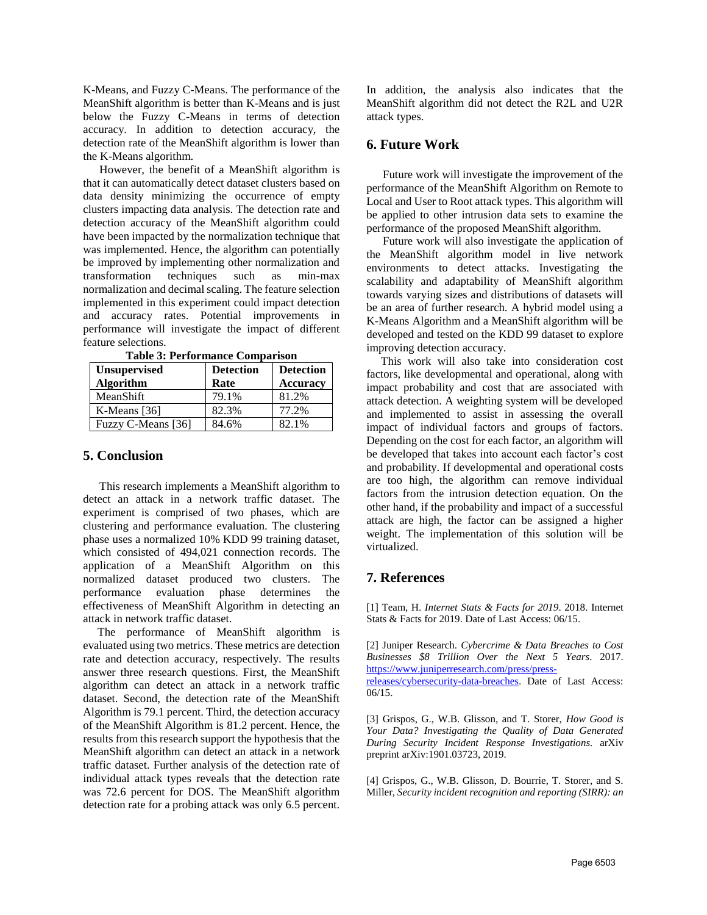K-Means, and Fuzzy C-Means. The performance of the MeanShift algorithm is better than K-Means and is just below the Fuzzy C-Means in terms of detection accuracy. In addition to detection accuracy, the detection rate of the MeanShift algorithm is lower than the K-Means algorithm.

However, the benefit of a MeanShift algorithm is that it can automatically detect dataset clusters based on data density minimizing the occurrence of empty clusters impacting data analysis. The detection rate and detection accuracy of the MeanShift algorithm could have been impacted by the normalization technique that was implemented. Hence, the algorithm can potentially be improved by implementing other normalization and transformation techniques such as min-max normalization and decimal scaling. The feature selection implemented in this experiment could impact detection and accuracy rates. Potential improvements in performance will investigate the impact of different feature selections.

**Table 3: Performance Comparison**

| Unsupervised Algorithm | Detection Rate | Detection Accuracy |
|---|---|---|
| MeanShift | 79.1% | 81.2% |
| K-Means [36] | 82.3% | 77.2% |
| Fuzzy C-Means [36] | 84.6% | 82.1% |

## 5. Conclusion

This research implements a MeanShift algorithm to detect an attack in a network traffic dataset. The experiment is comprised of two phases, which are clustering and performance evaluation. The clustering phase uses a normalized 10% KDD 99 training dataset, which consisted of 494,021 connection records. The application of a MeanShift Algorithm on this normalized dataset produced two clusters. The performance evaluation phase determines the effectiveness of MeanShift Algorithm in detecting an attack in network traffic dataset.

The performance of MeanShift algorithm is evaluated using two metrics. These metrics are detection rate and detection accuracy, respectively. The results answer three research questions. First, the MeanShift algorithm can detect an attack in a network traffic dataset. Second, the detection rate of the MeanShift Algorithm is 79.1 percent. Third, the detection accuracy of the MeanShift Algorithm is 81.2 percent. Hence, the results from this research support the hypothesis that the MeanShift algorithm can detect an attack in a network traffic dataset. Further analysis of the detection rate of individual attack types reveals that the detection rate was 72.6 percent for DOS. The MeanShift algorithm detection rate for a probing attack was only 6.5 percent. In addition, the analysis also indicates that the MeanShift algorithm did not detect the R2L and U2R attack types.

## 6. Future Work

Future work will investigate the improvement of the performance of the MeanShift Algorithm on Remote to Local and User to Root attack types. This algorithm will be applied to other intrusion data sets to examine the performance of the proposed MeanShift algorithm.

Future work will also investigate the application of the MeanShift algorithm model in live network environments to detect attacks. Investigating the scalability and adaptability of MeanShift algorithm towards varying sizes and distributions of datasets will be an area of further research. A hybrid model using a K-Means Algorithm and a MeanShift algorithm will be developed and tested on the KDD 99 dataset to explore improving detection accuracy.

This work will also take into consideration cost factors, like developmental and operational, along with impact probability and cost that are associated with attack detection. A weighting system will be developed and implemented to assist in assessing the overall impact of individual factors and groups of factors. Depending on the cost for each factor, an algorithm will be developed that takes into account each factor's cost and probability. If developmental and operational costs are too high, the algorithm can remove individual factors from the intrusion detection equation. On the other hand, if the probability and impact of a successful attack are high, the factor can be assigned a higher weight. The implementation of this solution will be virtualized.

## 7. References

[1] Team, H. *Internet Stats & Facts for 2019*. 2018. Internet Stats & Facts for 2019. Date of Last Access: 06/15.

[2] Juniper Research. *Cybercrime & Data Breaches to Cost Businesses $8 Trillion Over the Next 5 Years*. 2017. https://www.juniperresearch.com/press/press-releases/cybersecurity-data-breaches. Date of Last Access: 06/15.

[3] Grispos, G., W.B. Glisson, and T. Storer, *How Good is Your Data? Investigating the Quality of Data Generated During Security Incident Response Investigations.* arXiv preprint arXiv:1901.03723, 2019.

[4] Grispos, G., W.B. Glisson, D. Bourrie, T. Storer, and S. Miller, *Security incident recognition and reporting (SIRR): an*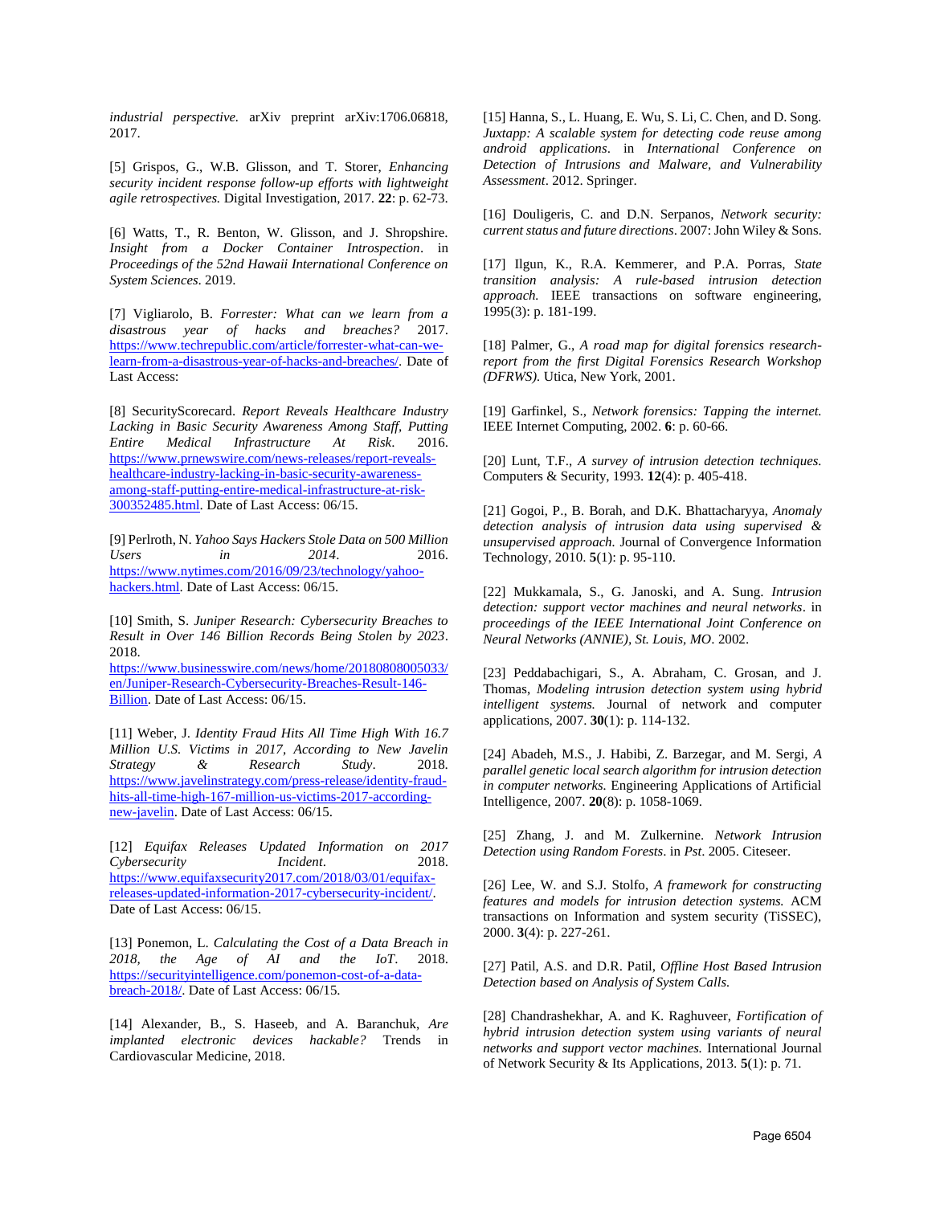*industrial perspective.* arXiv preprint arXiv:1706.06818, 2017.

[5] Grispos, G., W.B. Glisson, and T. Storer, *Enhancing security incident response follow-up efforts with lightweight agile retrospectives.* Digital Investigation, 2017. **22**: p. 62-73.

[6] Watts, T., R. Benton, W. Glisson, and J. Shropshire. *Insight from a Docker Container Introspection*. in *Proceedings of the 52nd Hawaii International Conference on System Sciences*. 2019.

[7] Vigliarolo, B. *Forrester: What can we learn from a disastrous year of hacks and breaches?* 2017. https://www.techrepublic.com/article/forrester-what-can-we-learn-from-a-disastrous-year-of-hacks-and-breaches/. Date of Last Access:

[8] SecurityScorecard. *Report Reveals Healthcare Industry Lacking in Basic Security Awareness Among Staff, Putting Entire Medical Infrastructure At Risk*. 2016. https://www.prnewswire.com/news-releases/report-reveals-healthcare-industry-lacking-in-basic-security-awareness-among-staff-putting-entire-medical-infrastructure-at-risk-300352485.html. Date of Last Access: 06/15.

[9] Perlroth, N. *Yahoo Says Hackers Stole Data on 500 Million Users in 2014*. 2016. https://www.nytimes.com/2016/09/23/technology/yahoo-hackers.html. Date of Last Access: 06/15.

[10] Smith, S. *Juniper Research: Cybersecurity Breaches to Result in Over 146 Billion Records Being Stolen by 2023*. 2018. https://www.businesswire.com/news/home/20180808005033/en/Juniper-Research-Cybersecurity-Breaches-Result-146-Billion. Date of Last Access: 06/15.

[11] Weber, J. *Identity Fraud Hits All Time High With 16.7 Million U.S. Victims in 2017, According to New Javelin Strategy & Research Study*. 2018. https://www.javelinstrategy.com/press-release/identity-fraud-hits-all-time-high-167-million-us-victims-2017-according-new-javelin. Date of Last Access: 06/15.

[12] *Equifax Releases Updated Information on 2017 Cybersecurity Incident*. 2018. https://www.equifaxsecurity2017.com/2018/03/01/equifax-releases-updated-information-2017-cybersecurity-incident/. Date of Last Access: 06/15.

[13] Ponemon, L. *Calculating the Cost of a Data Breach in 2018, the Age of AI and the IoT*. 2018. https://securityintelligence.com/ponemon-cost-of-a-data-breach-2018/. Date of Last Access: 06/15.

[14] Alexander, B., S. Haseeb, and A. Baranchuk, *Are implanted electronic devices hackable?* Trends in Cardiovascular Medicine, 2018.

[15] Hanna, S., L. Huang, E. Wu, S. Li, C. Chen, and D. Song. *Juxtapp: A scalable system for detecting code reuse among android applications*. in *International Conference on Detection of Intrusions and Malware, and Vulnerability Assessment*. 2012. Springer.

[16] Douligeris, C. and D.N. Serpanos, *Network security: current status and future directions*. 2007: John Wiley & Sons.

[17] Ilgun, K., R.A. Kemmerer, and P.A. Porras, *State transition analysis: A rule-based intrusion detection approach.* IEEE transactions on software engineering, 1995(3): p. 181-199.

[18] Palmer, G., *A road map for digital forensics research-report from the first Digital Forensics Research Workshop (DFRWS).* Utica, New York, 2001.

[19] Garfinkel, S., *Network forensics: Tapping the internet.* IEEE Internet Computing, 2002. **6**: p. 60-66.

[20] Lunt, T.F., *A survey of intrusion detection techniques.* Computers & Security, 1993. **12**(4): p. 405-418.

[21] Gogoi, P., B. Borah, and D.K. Bhattacharyya, *Anomaly detection analysis of intrusion data using supervised & unsupervised approach.* Journal of Convergence Information Technology, 2010. **5**(1): p. 95-110.

[22] Mukkamala, S., G. Janoski, and A. Sung. *Intrusion detection: support vector machines and neural networks*. in *proceedings of the IEEE International Joint Conference on Neural Networks (ANNIE), St. Louis, MO*. 2002.

[23] Peddabachigari, S., A. Abraham, C. Grosan, and J. Thomas, *Modeling intrusion detection system using hybrid intelligent systems.* Journal of network and computer applications, 2007. **30**(1): p. 114-132.

[24] Abadeh, M.S., J. Habibi, Z. Barzegar, and M. Sergi, *A parallel genetic local search algorithm for intrusion detection in computer networks.* Engineering Applications of Artificial Intelligence, 2007. **20**(8): p. 1058-1069.

[25] Zhang, J. and M. Zulkernine. *Network Intrusion Detection using Random Forests*. in *Pst*. 2005. Citeseer.

[26] Lee, W. and S.J. Stolfo, *A framework for constructing features and models for intrusion detection systems.* ACM transactions on Information and system security (TiSSEC), 2000. **3**(4): p. 227-261.

[27] Patil, A.S. and D.R. Patil, *Offline Host Based Intrusion Detection based on Analysis of System Calls.*

[28] Chandrashekhar, A. and K. Raghuveer, *Fortification of hybrid intrusion detection system using variants of neural networks and support vector machines.* International Journal of Network Security & Its Applications, 2013. **5**(1): p. 71.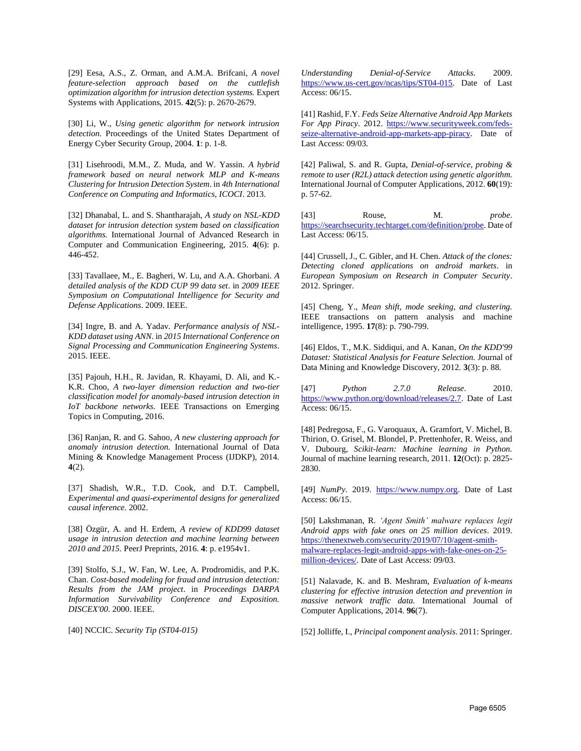[29] Eesa, A.S., Z. Orman, and A.M.A. Brifcani, *A novel feature-selection approach based on the cuttlefish optimization algorithm for intrusion detection systems.* Expert Systems with Applications, 2015. **42**(5): p. 2670-2679.

[30] Li, W., *Using genetic algorithm for network intrusion detection.* Proceedings of the United States Department of Energy Cyber Security Group, 2004. **1**: p. 1-8.

[31] Lisehroodi, M.M., Z. Muda, and W. Yassin. *A hybrid framework based on neural network MLP and K-means Clustering for Intrusion Detection System*. in *4th International Conference on Computing and Informatics, ICOCI*. 2013.

[32] Dhanabal, L. and S. Shantharajah, *A study on NSL-KDD dataset for intrusion detection system based on classification algorithms.* International Journal of Advanced Research in Computer and Communication Engineering, 2015. **4**(6): p. 446-452.

[33] Tavallaee, M., E. Bagheri, W. Lu, and A.A. Ghorbani. *A detailed analysis of the KDD CUP 99 data set*. in *2009 IEEE Symposium on Computational Intelligence for Security and Defense Applications*. 2009. IEEE.

[34] Ingre, B. and A. Yadav. *Performance analysis of NSL-KDD dataset using ANN*. in *2015 International Conference on Signal Processing and Communication Engineering Systems*. 2015. IEEE.

[35] Pajouh, H.H., R. Javidan, R. Khayami, D. Ali, and K.-K.R. Choo, *A two-layer dimension reduction and two-tier classification model for anomaly-based intrusion detection in IoT backbone networks.* IEEE Transactions on Emerging Topics in Computing, 2016.

[36] Ranjan, R. and G. Sahoo, *A new clustering approach for anomaly intrusion detection.* International Journal of Data Mining & Knowledge Management Process (IJDKP), 2014. **4**(2).

[37] Shadish, W.R., T.D. Cook, and D.T. Campbell, *Experimental and quasi-experimental designs for generalized causal inference.* 2002.

[38] Özgür, A. and H. Erdem, *A review of KDD99 dataset usage in intrusion detection and machine learning between 2010 and 2015.* PeerJ Preprints, 2016. **4**: p. e1954v1.

[39] Stolfo, S.J., W. Fan, W. Lee, A. Prodromidis, and P.K. Chan. *Cost-based modeling for fraud and intrusion detection: Results from the JAM project*. in *Proceedings DARPA Information Survivability Conference and Exposition. DISCEX'00*. 2000. IEEE.

[40] NCCIC. *Security Tip (ST04-015) Understanding Denial-of-Service Attacks.* 2009. https://www.us-cert.gov/ncas/tips/ST04-015. Date of Last Access: 06/15.

[41] Rashid, F.Y. *Feds Seize Alternative Android App Markets For App Piracy*. 2012. https://www.securityweek.com/feds-seize-alternative-android-app-markets-app-piracy. Date of Last Access: 09/03.

[42] Paliwal, S. and R. Gupta, *Denial-of-service, probing & remote to user (R2L) attack detection using genetic algorithm.* International Journal of Computer Applications, 2012. **60**(19): p. 57-62.

[43] Rouse, M. *probe*. https://searchsecurity.techtarget.com/definition/probe. Date of Last Access: 06/15.

[44] Crussell, J., C. Gibler, and H. Chen. *Attack of the clones: Detecting cloned applications on android markets*. in *European Symposium on Research in Computer Security*. 2012. Springer.

[45] Cheng, Y., *Mean shift, mode seeking, and clustering.* IEEE transactions on pattern analysis and machine intelligence, 1995. **17**(8): p. 790-799.

[46] Eldos, T., M.K. Siddiqui, and A. Kanan, *On the KDD'99 Dataset: Statistical Analysis for Feature Selection.* Journal of Data Mining and Knowledge Discovery, 2012. **3**(3): p. 88.

[47] *Python 2.7.0 Release*. 2010. https://www.python.org/download/releases/2.7. Date of Last Access: 06/15.

[48] Pedregosa, F., G. Varoquaux, A. Gramfort, V. Michel, B. Thirion, O. Grisel, M. Blondel, P. Prettenhofer, R. Weiss, and V. Dubourg, *Scikit-learn: Machine learning in Python.* Journal of machine learning research, 2011. **12**(Oct): p. 2825-2830.

[49] *NumPy*. 2019. https://www.numpy.org. Date of Last Access: 06/15.

[50] Lakshmanan, R. *'Agent Smith' malware replaces legit Android apps with fake ones on 25 million devices*. 2019. https://thenextweb.com/security/2019/07/10/agent-smith-malware-replaces-legit-android-apps-with-fake-ones-on-25-million-devices/. Date of Last Access: 09/03.

[51] Nalavade, K. and B. Meshram, *Evaluation of k-means clustering for effective intrusion detection and prevention in massive network traffic data.* International Journal of Computer Applications, 2014. **96**(7).

[52] Jolliffe, I., *Principal component analysis*. 2011: Springer.